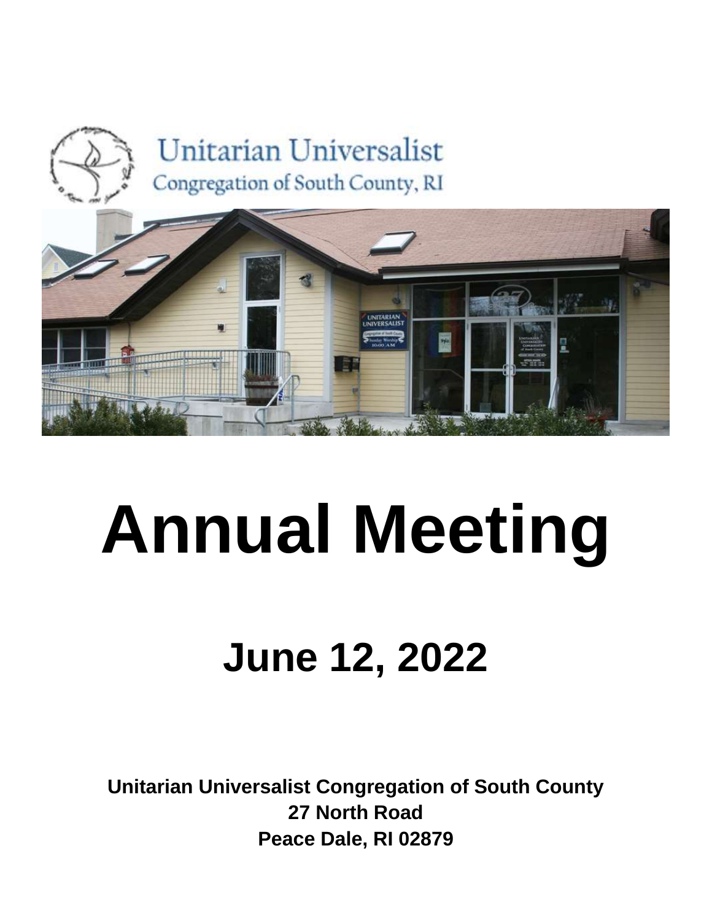Unitarian Universalist

Congregation of South County, RI

# Annual Meeting

## June 12, 2022

**Unitarian Universalist Congregation of South County**
**27 North Road**
**Peace Dale, RI 02879**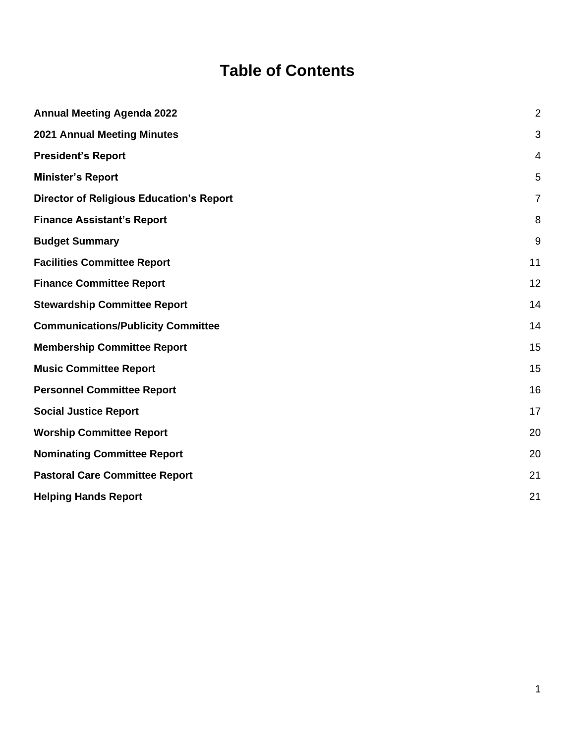# Table of Contents

| | |
|---|---|
| **Annual Meeting Agenda 2022** | 2 |
| **2021 Annual Meeting Minutes** | 3 |
| **President's Report** | 4 |
| **Minister's Report** | 5 |
| **Director of Religious Education's Report** | 7 |
| **Finance Assistant's Report** | 8 |
| **Budget Summary** | 9 |
| **Facilities Committee Report** | 11 |
| **Finance Committee Report** | 12 |
| **Stewardship Committee Report** | 14 |
| **Communications/Publicity Committee** | 14 |
| **Membership Committee Report** | 15 |
| **Music Committee Report** | 15 |
| **Personnel Committee Report** | 16 |
| **Social Justice Report** | 17 |
| **Worship Committee Report** | 20 |
| **Nominating Committee Report** | 20 |
| **Pastoral Care Committee Report** | 21 |
| **Helping Hands Report** | 21 |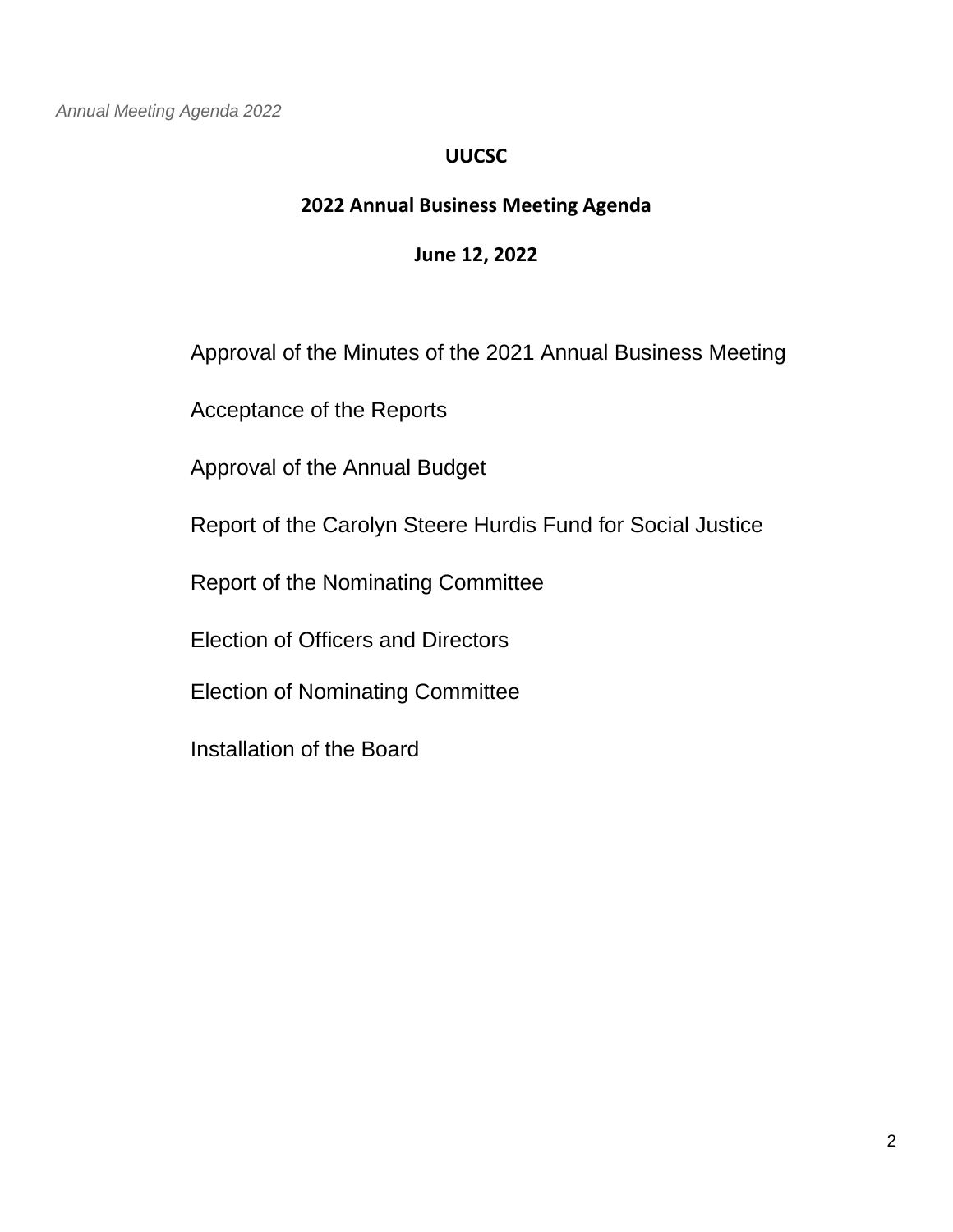**UUCSC**

**2022 Annual Business Meeting Agenda**

**June 12, 2022**

Approval of the Minutes of the 2021 Annual Business Meeting

Acceptance of the Reports

Approval of the Annual Budget

Report of the Carolyn Steere Hurdis Fund for Social Justice

Report of the Nominating Committee

Election of Officers and Directors

Election of Nominating Committee

Installation of the Board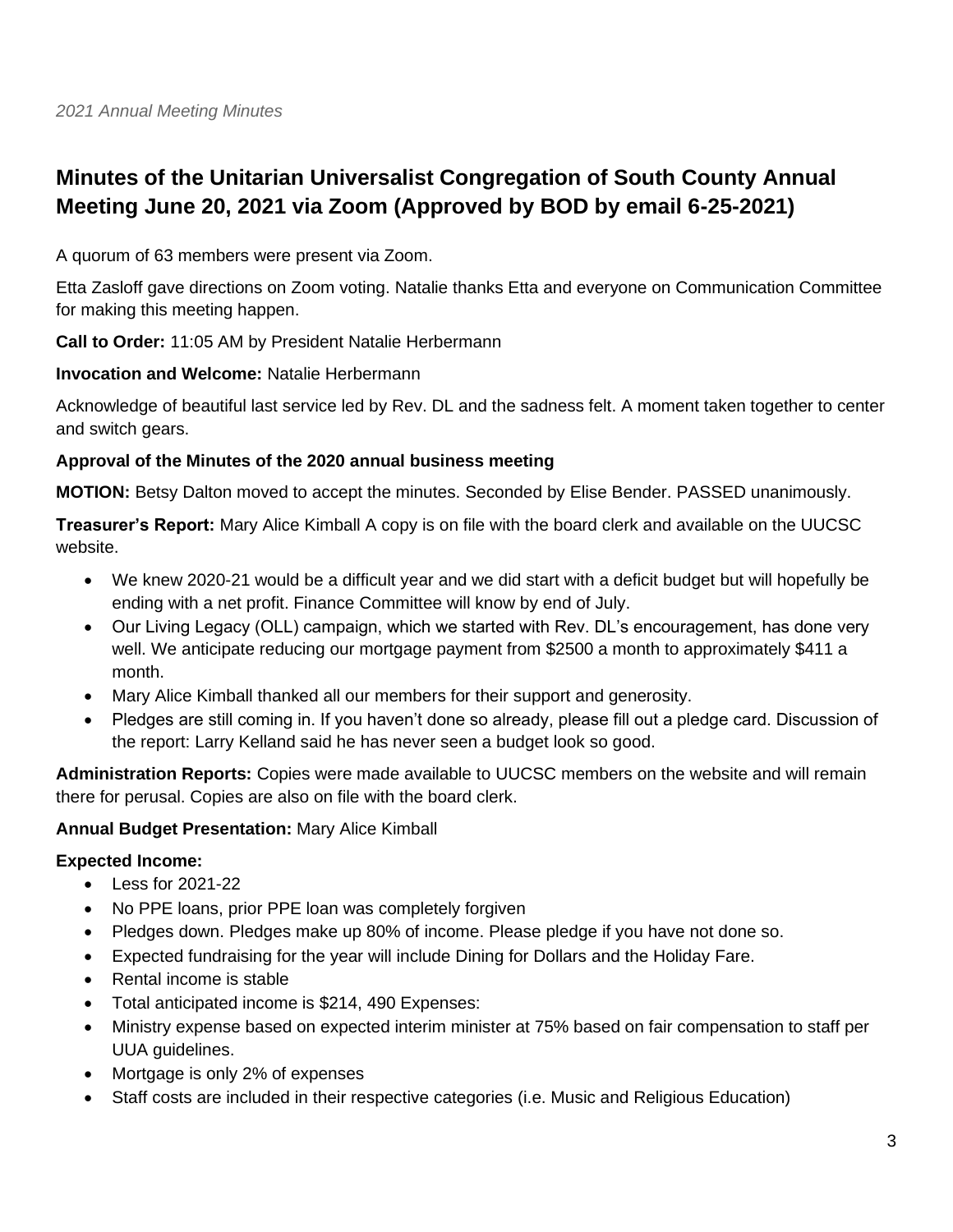## Minutes of the Unitarian Universalist Congregation of South County Annual Meeting June 20, 2021 via Zoom (Approved by BOD by email 6-25-2021)

A quorum of 63 members were present via Zoom.

Etta Zasloff gave directions on Zoom voting. Natalie thanks Etta and everyone on Communication Committee for making this meeting happen.

**Call to Order:** 11:05 AM by President Natalie Herbermann

**Invocation and Welcome:** Natalie Herbermann

Acknowledge of beautiful last service led by Rev. DL and the sadness felt. A moment taken together to center and switch gears.

**Approval of the Minutes of the 2020 annual business meeting**

**MOTION:** Betsy Dalton moved to accept the minutes. Seconded by Elise Bender. PASSED unanimously.

**Treasurer's Report:** Mary Alice Kimball A copy is on file with the board clerk and available on the UUCSC website.

- We knew 2020-21 would be a difficult year and we did start with a deficit budget but will hopefully be ending with a net profit. Finance Committee will know by end of July.
- Our Living Legacy (OLL) campaign, which we started with Rev. DL's encouragement, has done very well. We anticipate reducing our mortgage payment from $2500 a month to approximately $411 a month.
- Mary Alice Kimball thanked all our members for their support and generosity.
- Pledges are still coming in. If you haven't done so already, please fill out a pledge card. Discussion of the report: Larry Kelland said he has never seen a budget look so good.

**Administration Reports:** Copies were made available to UUCSC members on the website and will remain there for perusal. Copies are also on file with the board clerk.

**Annual Budget Presentation:** Mary Alice Kimball

**Expected Income:**

- Less for 2021-22
- No PPE loans, prior PPE loan was completely forgiven
- Pledges down. Pledges make up 80% of income. Please pledge if you have not done so.
- Expected fundraising for the year will include Dining for Dollars and the Holiday Fare.
- Rental income is stable
- Total anticipated income is $214, 490 Expenses:
- Ministry expense based on expected interim minister at 75% based on fair compensation to staff per UUA guidelines.
- Mortgage is only 2% of expenses
- Staff costs are included in their respective categories (i.e. Music and Religious Education)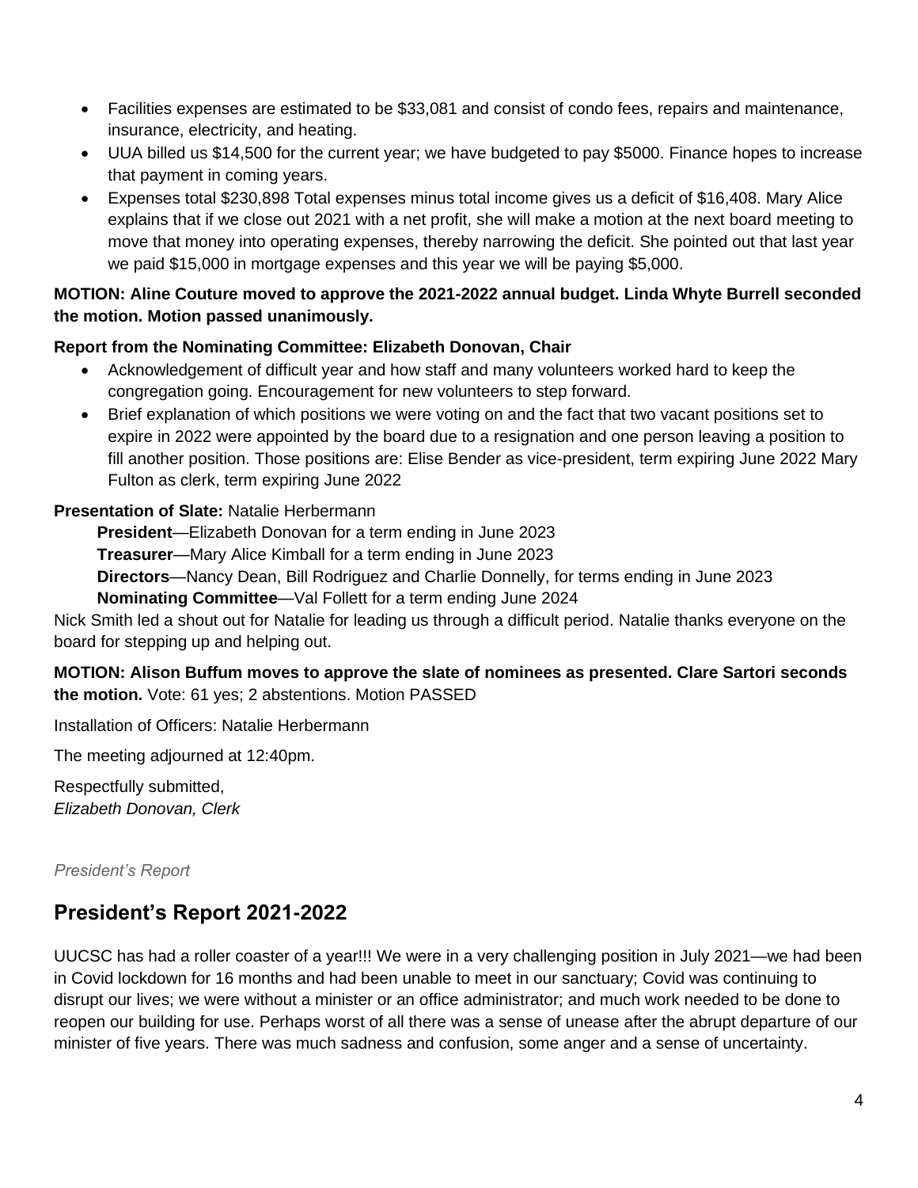- Facilities expenses are estimated to be $33,081 and consist of condo fees, repairs and maintenance, insurance, electricity, and heating.
- UUA billed us $14,500 for the current year; we have budgeted to pay $5000. Finance hopes to increase that payment in coming years.
- Expenses total $230,898 Total expenses minus total income gives us a deficit of $16,408. Mary Alice explains that if we close out 2021 with a net profit, she will make a motion at the next board meeting to move that money into operating expenses, thereby narrowing the deficit. She pointed out that last year we paid $15,000 in mortgage expenses and this year we will be paying $5,000.

**MOTION: Aline Couture moved to approve the 2021-2022 annual budget. Linda Whyte Burrell seconded the motion. Motion passed unanimously.**

**Report from the Nominating Committee: Elizabeth Donovan, Chair**

- Acknowledgement of difficult year and how staff and many volunteers worked hard to keep the congregation going. Encouragement for new volunteers to step forward.
- Brief explanation of which positions we were voting on and the fact that two vacant positions set to expire in 2022 were appointed by the board due to a resignation and one person leaving a position to fill another position. Those positions are: Elise Bender as vice-president, term expiring June 2022 Mary Fulton as clerk, term expiring June 2022

**Presentation of Slate:** Natalie Herbermann

**President**—Elizabeth Donovan for a term ending in June 2023
**Treasurer**—Mary Alice Kimball for a term ending in June 2023
**Directors**—Nancy Dean, Bill Rodriguez and Charlie Donnelly, for terms ending in June 2023
**Nominating Committee**—Val Follett for a term ending June 2024

Nick Smith led a shout out for Natalie for leading us through a difficult period. Natalie thanks everyone on the board for stepping up and helping out.

**MOTION: Alison Buffum moves to approve the slate of nominees as presented. Clare Sartori seconds the motion.** Vote: 61 yes; 2 abstentions. Motion PASSED

Installation of Officers: Natalie Herbermann

The meeting adjourned at 12:40pm.

Respectfully submitted,
*Elizabeth Donovan, Clerk*

*President's Report*

## President's Report 2021-2022

UUCSC has had a roller coaster of a year!!! We were in a very challenging position in July 2021—we had been in Covid lockdown for 16 months and had been unable to meet in our sanctuary; Covid was continuing to disrupt our lives; we were without a minister or an office administrator; and much work needed to be done to reopen our building for use. Perhaps worst of all there was a sense of unease after the abrupt departure of our minister of five years. There was much sadness and confusion, some anger and a sense of uncertainty.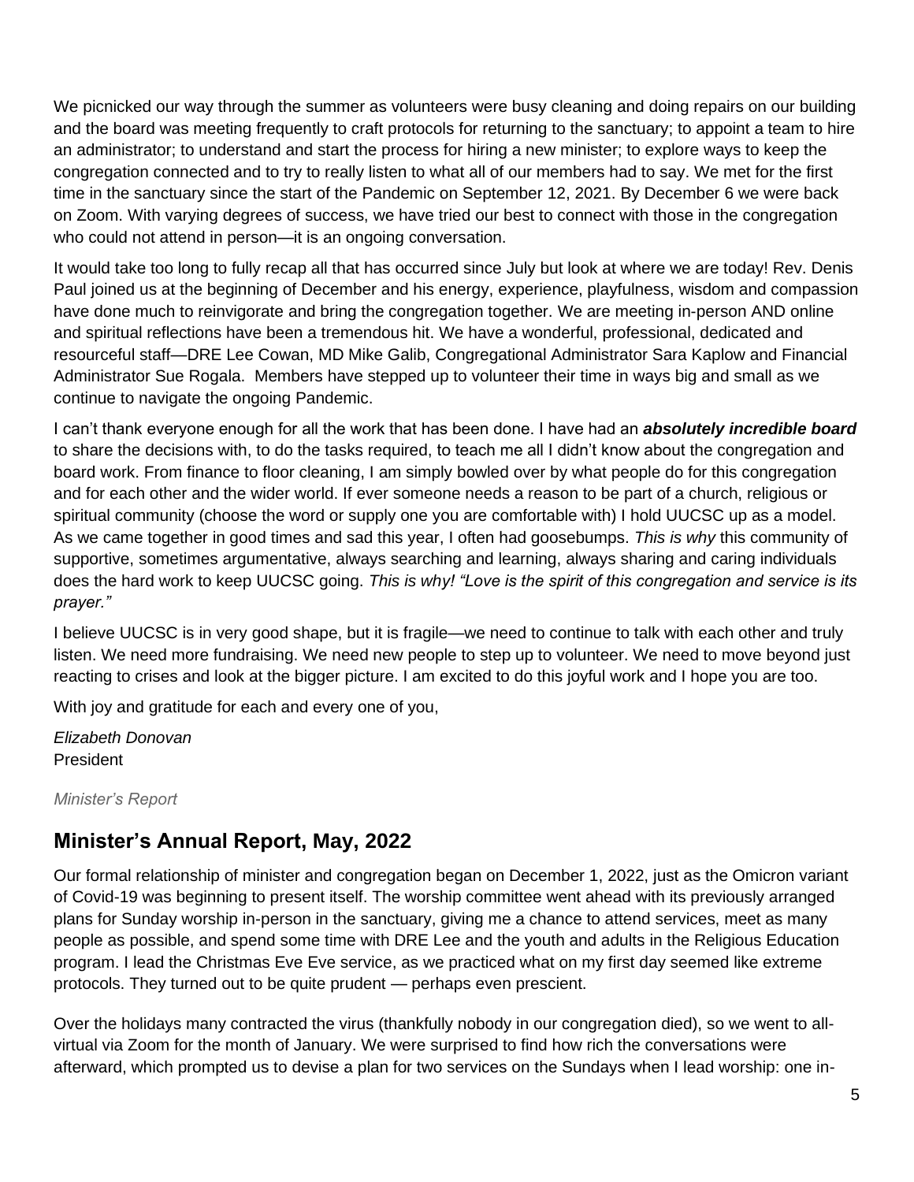We picnicked our way through the summer as volunteers were busy cleaning and doing repairs on our building and the board was meeting frequently to craft protocols for returning to the sanctuary; to appoint a team to hire an administrator; to understand and start the process for hiring a new minister; to explore ways to keep the congregation connected and to try to really listen to what all of our members had to say. We met for the first time in the sanctuary since the start of the Pandemic on September 12, 2021. By December 6 we were back on Zoom. With varying degrees of success, we have tried our best to connect with those in the congregation who could not attend in person—it is an ongoing conversation.

It would take too long to fully recap all that has occurred since July but look at where we are today! Rev. Denis Paul joined us at the beginning of December and his energy, experience, playfulness, wisdom and compassion have done much to reinvigorate and bring the congregation together. We are meeting in-person AND online and spiritual reflections have been a tremendous hit. We have a wonderful, professional, dedicated and resourceful staff—DRE Lee Cowan, MD Mike Galib, Congregational Administrator Sara Kaplow and Financial Administrator Sue Rogala. Members have stepped up to volunteer their time in ways big and small as we continue to navigate the ongoing Pandemic.

I can't thank everyone enough for all the work that has been done. I have had an ***absolutely incredible board*** to share the decisions with, to do the tasks required, to teach me all I didn't know about the congregation and board work. From finance to floor cleaning, I am simply bowled over by what people do for this congregation and for each other and the wider world. If ever someone needs a reason to be part of a church, religious or spiritual community (choose the word or supply one you are comfortable with) I hold UUCSC up as a model. As we came together in good times and sad this year, I often had goosebumps. *This is why* this community of supportive, sometimes argumentative, always searching and learning, always sharing and caring individuals does the hard work to keep UUCSC going. *This is why! "Love is the spirit of this congregation and service is its prayer."*

I believe UUCSC is in very good shape, but it is fragile—we need to continue to talk with each other and truly listen. We need more fundraising. We need new people to step up to volunteer. We need to move beyond just reacting to crises and look at the bigger picture. I am excited to do this joyful work and I hope you are too.

With joy and gratitude for each and every one of you,

*Elizabeth Donovan*
President

*Minister's Report*

## Minister's Annual Report, May, 2022

Our formal relationship of minister and congregation began on December 1, 2022, just as the Omicron variant of Covid-19 was beginning to present itself. The worship committee went ahead with its previously arranged plans for Sunday worship in-person in the sanctuary, giving me a chance to attend services, meet as many people as possible, and spend some time with DRE Lee and the youth and adults in the Religious Education program. I lead the Christmas Eve Eve service, as we practiced what on my first day seemed like extreme protocols. They turned out to be quite prudent — perhaps even prescient.

Over the holidays many contracted the virus (thankfully nobody in our congregation died), so we went to all-virtual via Zoom for the month of January. We were surprised to find how rich the conversations were afterward, which prompted us to devise a plan for two services on the Sundays when I lead worship: one in-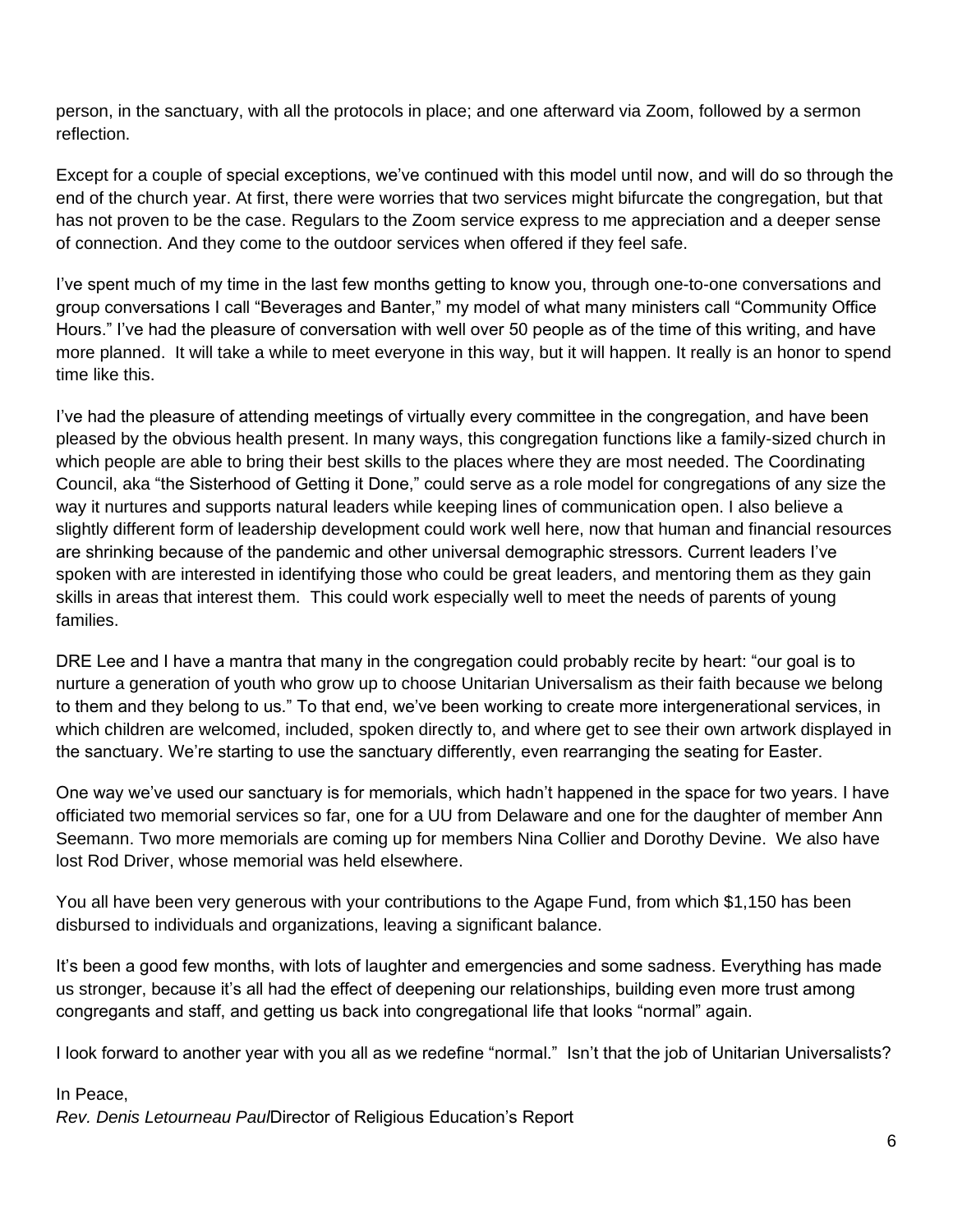person, in the sanctuary, with all the protocols in place; and one afterward via Zoom, followed by a sermon reflection.

Except for a couple of special exceptions, we've continued with this model until now, and will do so through the end of the church year. At first, there were worries that two services might bifurcate the congregation, but that has not proven to be the case. Regulars to the Zoom service express to me appreciation and a deeper sense of connection. And they come to the outdoor services when offered if they feel safe.

I've spent much of my time in the last few months getting to know you, through one-to-one conversations and group conversations I call "Beverages and Banter," my model of what many ministers call "Community Office Hours." I've had the pleasure of conversation with well over 50 people as of the time of this writing, and have more planned. It will take a while to meet everyone in this way, but it will happen. It really is an honor to spend time like this.

I've had the pleasure of attending meetings of virtually every committee in the congregation, and have been pleased by the obvious health present. In many ways, this congregation functions like a family-sized church in which people are able to bring their best skills to the places where they are most needed. The Coordinating Council, aka "the Sisterhood of Getting it Done," could serve as a role model for congregations of any size the way it nurtures and supports natural leaders while keeping lines of communication open. I also believe a slightly different form of leadership development could work well here, now that human and financial resources are shrinking because of the pandemic and other universal demographic stressors. Current leaders I've spoken with are interested in identifying those who could be great leaders, and mentoring them as they gain skills in areas that interest them. This could work especially well to meet the needs of parents of young families.

DRE Lee and I have a mantra that many in the congregation could probably recite by heart: "our goal is to nurture a generation of youth who grow up to choose Unitarian Universalism as their faith because we belong to them and they belong to us." To that end, we've been working to create more intergenerational services, in which children are welcomed, included, spoken directly to, and where get to see their own artwork displayed in the sanctuary. We're starting to use the sanctuary differently, even rearranging the seating for Easter.

One way we've used our sanctuary is for memorials, which hadn't happened in the space for two years. I have officiated two memorial services so far, one for a UU from Delaware and one for the daughter of member Ann Seemann. Two more memorials are coming up for members Nina Collier and Dorothy Devine. We also have lost Rod Driver, whose memorial was held elsewhere.

You all have been very generous with your contributions to the Agape Fund, from which $1,150 has been disbursed to individuals and organizations, leaving a significant balance.

It's been a good few months, with lots of laughter and emergencies and some sadness. Everything has made us stronger, because it's all had the effect of deepening our relationships, building even more trust among congregants and staff, and getting us back into congregational life that looks "normal" again.

I look forward to another year with you all as we redefine "normal." Isn't that the job of Unitarian Universalists?

In Peace,
*Rev. Denis Letourneau Paul*

## Director of Religious Education's Report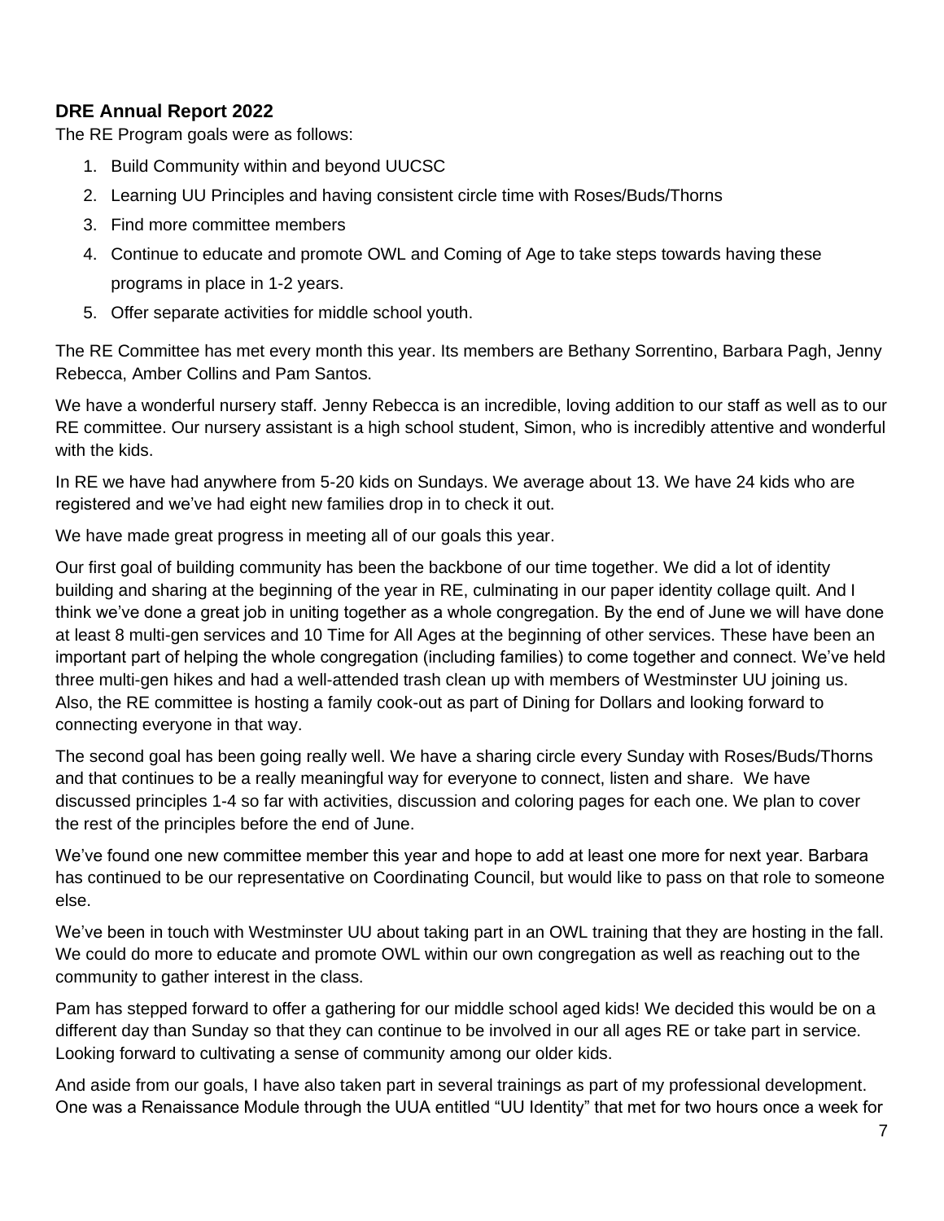## DRE Annual Report 2022

The RE Program goals were as follows:

1. Build Community within and beyond UUCSC
2. Learning UU Principles and having consistent circle time with Roses/Buds/Thorns
3. Find more committee members
4. Continue to educate and promote OWL and Coming of Age to take steps towards having these programs in place in 1-2 years.
5. Offer separate activities for middle school youth.

The RE Committee has met every month this year. Its members are Bethany Sorrentino, Barbara Pagh, Jenny Rebecca, Amber Collins and Pam Santos.

We have a wonderful nursery staff. Jenny Rebecca is an incredible, loving addition to our staff as well as to our RE committee. Our nursery assistant is a high school student, Simon, who is incredibly attentive and wonderful with the kids.

In RE we have had anywhere from 5-20 kids on Sundays. We average about 13. We have 24 kids who are registered and we've had eight new families drop in to check it out.

We have made great progress in meeting all of our goals this year.

Our first goal of building community has been the backbone of our time together. We did a lot of identity building and sharing at the beginning of the year in RE, culminating in our paper identity collage quilt. And I think we've done a great job in uniting together as a whole congregation. By the end of June we will have done at least 8 multi-gen services and 10 Time for All Ages at the beginning of other services. These have been an important part of helping the whole congregation (including families) to come together and connect. We've held three multi-gen hikes and had a well-attended trash clean up with members of Westminster UU joining us. Also, the RE committee is hosting a family cook-out as part of Dining for Dollars and looking forward to connecting everyone in that way.

The second goal has been going really well. We have a sharing circle every Sunday with Roses/Buds/Thorns and that continues to be a really meaningful way for everyone to connect, listen and share. We have discussed principles 1-4 so far with activities, discussion and coloring pages for each one. We plan to cover the rest of the principles before the end of June.

We've found one new committee member this year and hope to add at least one more for next year. Barbara has continued to be our representative on Coordinating Council, but would like to pass on that role to someone else.

We've been in touch with Westminster UU about taking part in an OWL training that they are hosting in the fall. We could do more to educate and promote OWL within our own congregation as well as reaching out to the community to gather interest in the class.

Pam has stepped forward to offer a gathering for our middle school aged kids! We decided this would be on a different day than Sunday so that they can continue to be involved in our all ages RE or take part in service. Looking forward to cultivating a sense of community among our older kids.

And aside from our goals, I have also taken part in several trainings as part of my professional development. One was a Renaissance Module through the UUA entitled "UU Identity" that met for two hours once a week for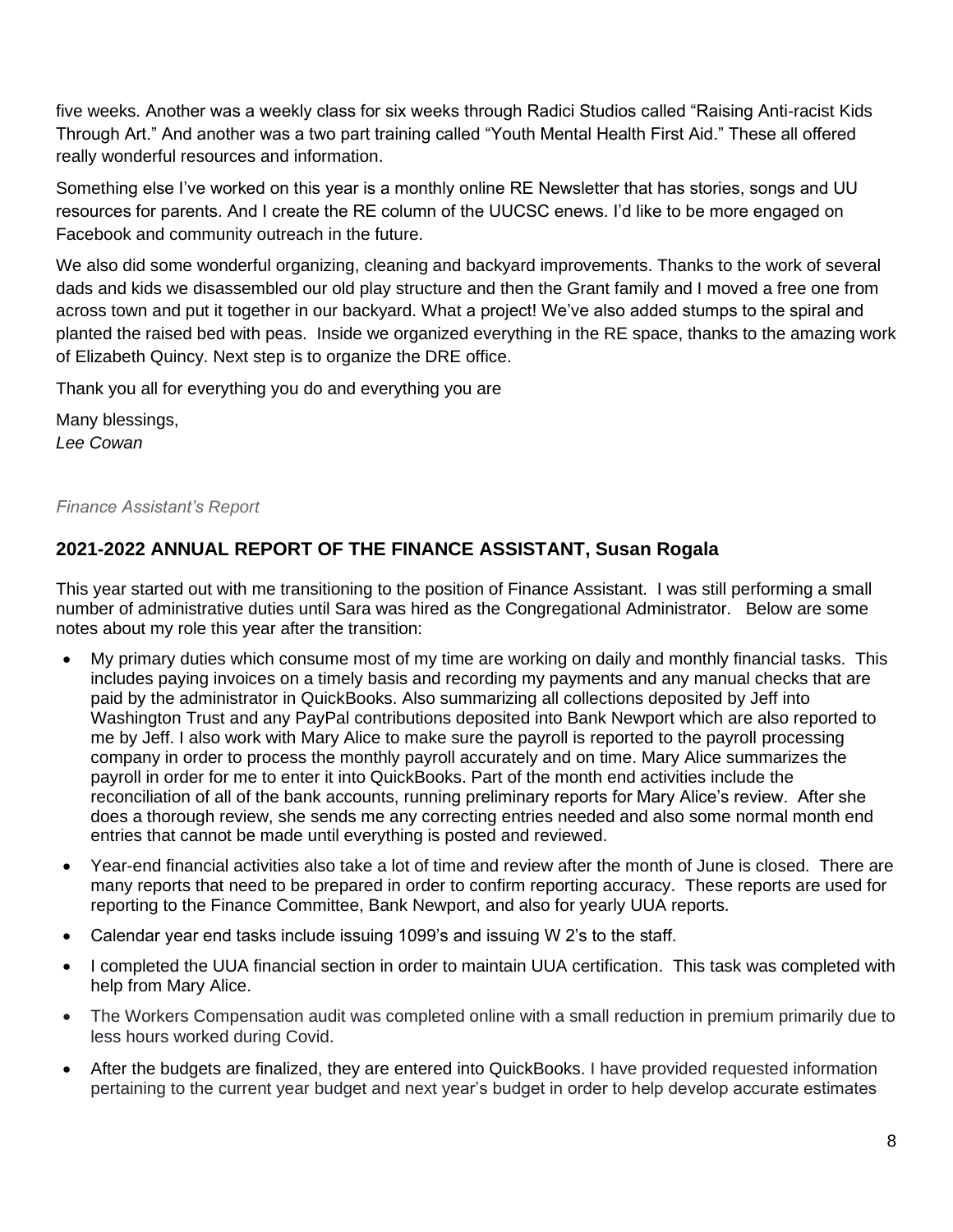five weeks. Another was a weekly class for six weeks through Radici Studios called "Raising Anti-racist Kids Through Art." And another was a two part training called "Youth Mental Health First Aid." These all offered really wonderful resources and information.

Something else I've worked on this year is a monthly online RE Newsletter that has stories, songs and UU resources for parents. And I create the RE column of the UUCSC enews. I'd like to be more engaged on Facebook and community outreach in the future.

We also did some wonderful organizing, cleaning and backyard improvements. Thanks to the work of several dads and kids we disassembled our old play structure and then the Grant family and I moved a free one from across town and put it together in our backyard. What a project! We've also added stumps to the spiral and planted the raised bed with peas. Inside we organized everything in the RE space, thanks to the amazing work of Elizabeth Quincy. Next step is to organize the DRE office.

Thank you all for everything you do and everything you are

Many blessings,
*Lee Cowan*

*Finance Assistant's Report*

## 2021-2022 ANNUAL REPORT OF THE FINANCE ASSISTANT, Susan Rogala

This year started out with me transitioning to the position of Finance Assistant. I was still performing a small number of administrative duties until Sara was hired as the Congregational Administrator. Below are some notes about my role this year after the transition:

- My primary duties which consume most of my time are working on daily and monthly financial tasks. This includes paying invoices on a timely basis and recording my payments and any manual checks that are paid by the administrator in QuickBooks. Also summarizing all collections deposited by Jeff into Washington Trust and any PayPal contributions deposited into Bank Newport which are also reported to me by Jeff. I also work with Mary Alice to make sure the payroll is reported to the payroll processing company in order to process the monthly payroll accurately and on time. Mary Alice summarizes the payroll in order for me to enter it into QuickBooks. Part of the month end activities include the reconciliation of all of the bank accounts, running preliminary reports for Mary Alice's review. After she does a thorough review, she sends me any correcting entries needed and also some normal month end entries that cannot be made until everything is posted and reviewed.
- Year-end financial activities also take a lot of time and review after the month of June is closed. There are many reports that need to be prepared in order to confirm reporting accuracy. These reports are used for reporting to the Finance Committee, Bank Newport, and also for yearly UUA reports.
- Calendar year end tasks include issuing 1099's and issuing W 2's to the staff.
- I completed the UUA financial section in order to maintain UUA certification. This task was completed with help from Mary Alice.
- The Workers Compensation audit was completed online with a small reduction in premium primarily due to less hours worked during Covid.
- After the budgets are finalized, they are entered into QuickBooks. I have provided requested information pertaining to the current year budget and next year's budget in order to help develop accurate estimates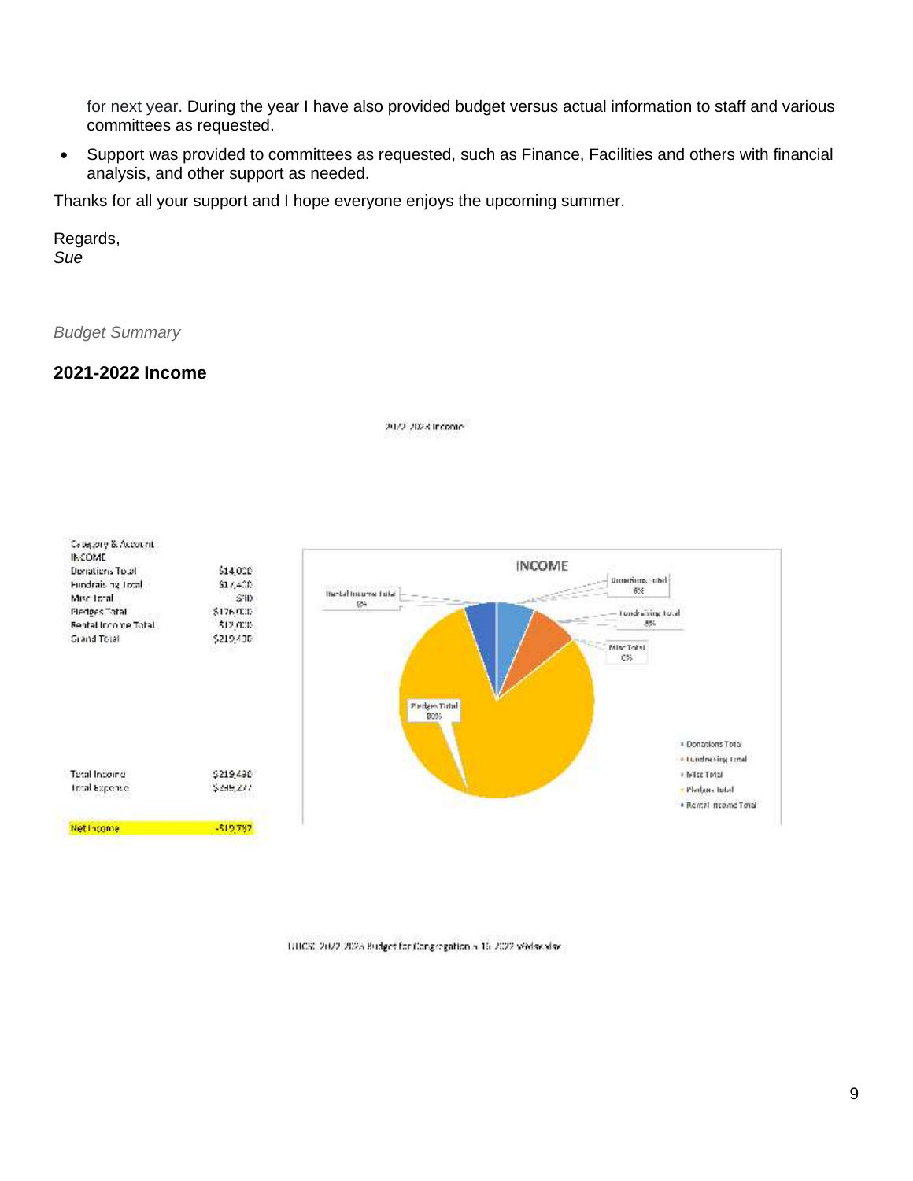for next year. During the year I have also provided budget versus actual information to staff and various committees as requested.

- Support was provided to committees as requested, such as Finance, Facilities and others with financial analysis, and other support as needed.

Thanks for all your support and I hope everyone enjoys the upcoming summer.

Regards,
*Sue*

*Budget Summary*

## 2021-2022 Income

2022-2023 Income

| Category & Account | |
|---|---|
| INCOME | |
| Donations Total | $14,000 |
| Fundraising Total | $17,400 |
| Misc Total | $30 |
| Pledges Total | $176,000 |
| Rental Income Total | $12,000 |
| Grand Total | $219,430 |
| | |
| Total Income | $219,430 |
| Total Expense | $249,217 |
| | |
| Net Income | -$19,787 |

INCOME

- Donations Total 6%
- Fundraising Total 8%
- Misc Total 0%
- Pledges Total 80%
- Rental Income Total 6%

UUCSE 2022-2023 Budget for Congregation 5-15-2022 Wednesday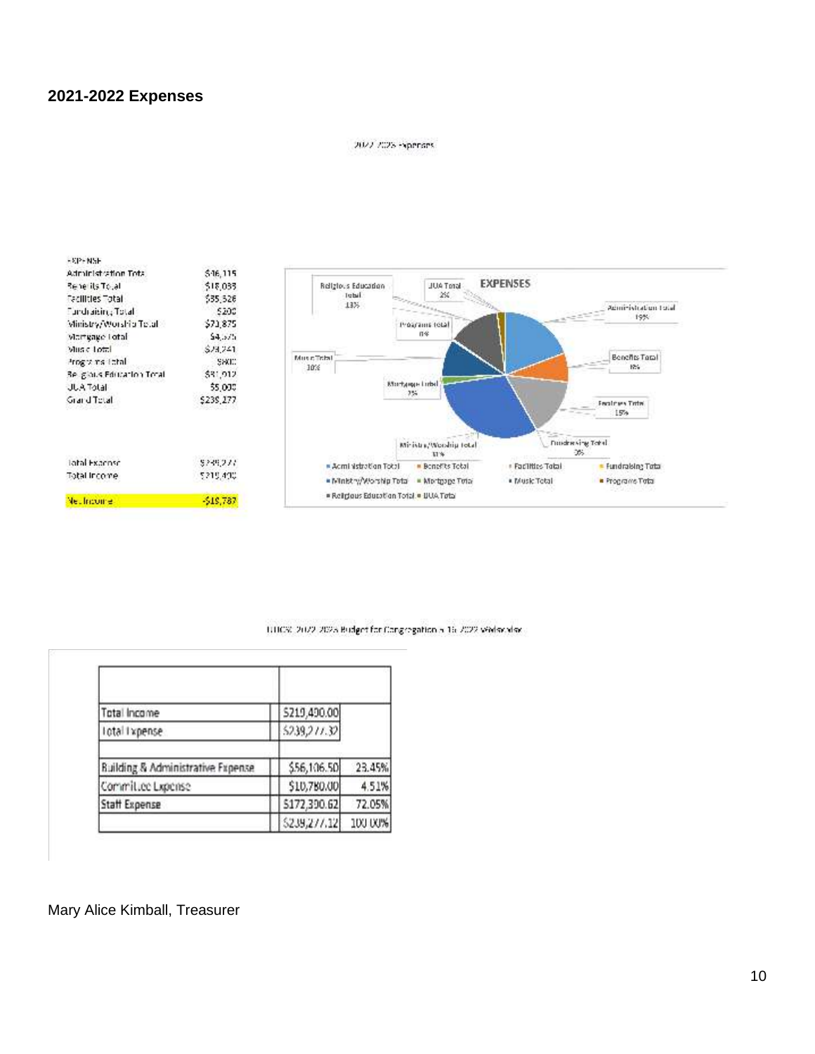## 2021-2022 Expenses

2022-2023 Expenses

| EXPENSE | |
|---|---|
| Administration Total | $46,115 |
| Benefits Total | $18,033 |
| Facilities Total | $35,526 |
| Fundraising Total | $200 |
| Ministry/Worship Total | $73,875 |
| Mortgage Total | $4,575 |
| Music Total | $23,241 |
| Programs Total | $800 |
| Religious Education Total | $31,912 |
| UUA Total | $5,000 |
| Grand Total | $239,277 |
| | |
| Total Expense | $239,277 |
| Total Income | $219,490 |
| | |
| Net Income | -$19,787 |

EXPENSES

- Administration Total 19%
- Benefits Total 8%
- Facilities Total 15%
- Fundraising Total 0%
- Ministry/Worship Total 31%
- Mortgage Total 2%
- Music Total 10%
- Programs Total 0%
- Religious Education Total 13%
- UUA Total 2%

UUCS 2022-2023 Budget for Congregation 5 15 2022 Worksheet

| | | |
|---|---|---|
| Total Income | $219,490.00 | |
| Total Expense | $239,277.32 | |
| | | |
| Building & Administrative Expense | $56,106.50 | 23.45% |
| Committee Expense | $10,780.00 | 4.51% |
| Staff Expense | $172,390.62 | 72.05% |
| | $239,277.12 | 100.00% |

Mary Alice Kimball, Treasurer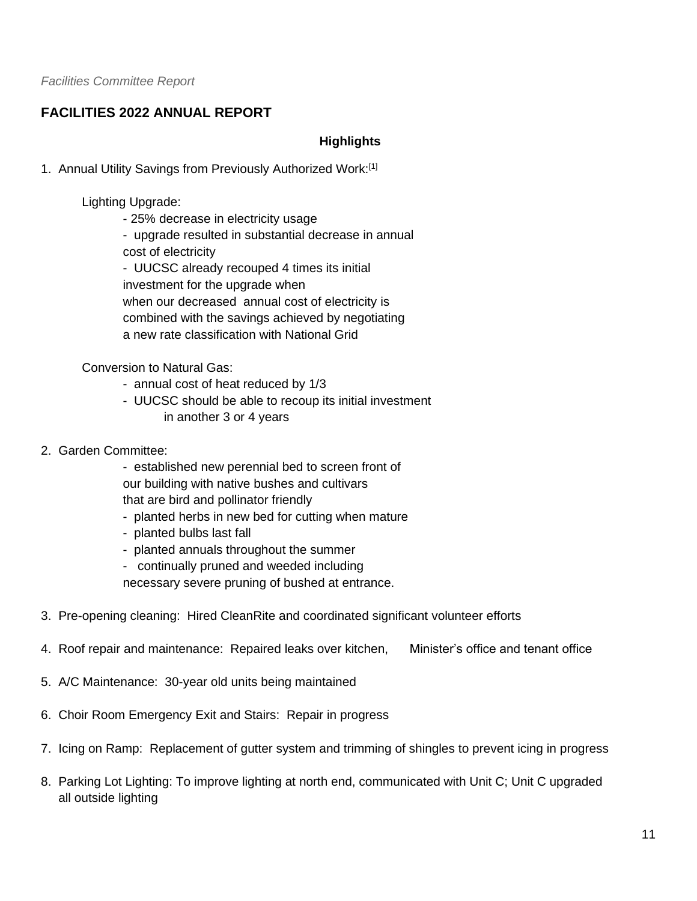*Facilities Committee Report*

## FACILITIES 2022 ANNUAL REPORT

**Highlights**

1. Annual Utility Savings from Previously Authorized Work:[1]

   Lighting Upgrade:
   - 25% decrease in electricity usage
   - upgrade resulted in substantial decrease in annual cost of electricity
   - UUCSC already recouped 4 times its initial investment for the upgrade when when our decreased annual cost of electricity is combined with the savings achieved by negotiating a new rate classification with National Grid

   Conversion to Natural Gas:
   - annual cost of heat reduced by 1/3
   - UUCSC should be able to recoup its initial investment in another 3 or 4 years

2. Garden Committee:
   - established new perennial bed to screen front of our building with native bushes and cultivars that are bird and pollinator friendly
   - planted herbs in new bed for cutting when mature
   - planted bulbs last fall
   - planted annuals throughout the summer
   - continually pruned and weeded including necessary severe pruning of bushed at entrance.

3. Pre-opening cleaning: Hired CleanRite and coordinated significant volunteer efforts

4. Roof repair and maintenance: Repaired leaks over kitchen, Minister's office and tenant office

5. A/C Maintenance: 30-year old units being maintained

6. Choir Room Emergency Exit and Stairs: Repair in progress

7. Icing on Ramp: Replacement of gutter system and trimming of shingles to prevent icing in progress

8. Parking Lot Lighting: To improve lighting at north end, communicated with Unit C; Unit C upgraded all outside lighting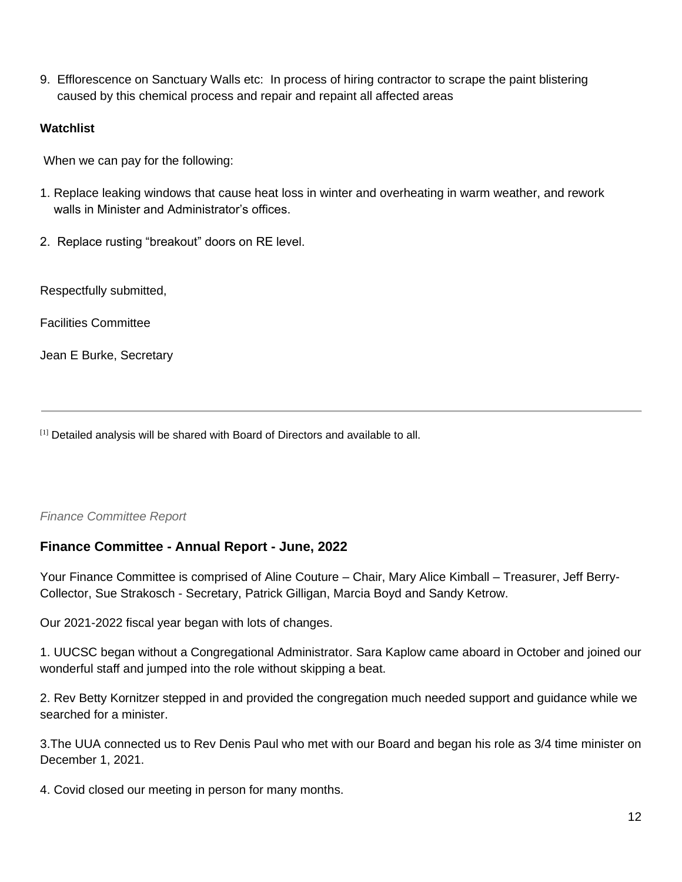9. Efflorescence on Sanctuary Walls etc: In process of hiring contractor to scrape the paint blistering caused by this chemical process and repair and repaint all affected areas

**Watchlist**

When we can pay for the following:

1. Replace leaking windows that cause heat loss in winter and overheating in warm weather, and rework walls in Minister and Administrator's offices.
2. Replace rusting "breakout" doors on RE level.

Respectfully submitted,

Facilities Committee

Jean E Burke, Secretary

---

[1] Detailed analysis will be shared with Board of Directors and available to all.

*Finance Committee Report*

## Finance Committee - Annual Report - June, 2022

Your Finance Committee is comprised of Aline Couture – Chair, Mary Alice Kimball – Treasurer, Jeff Berry-Collector, Sue Strakosch - Secretary, Patrick Gilligan, Marcia Boyd and Sandy Ketrow.

Our 2021-2022 fiscal year began with lots of changes.

1. UUCSC began without a Congregational Administrator. Sara Kaplow came aboard in October and joined our wonderful staff and jumped into the role without skipping a beat.

2. Rev Betty Kornitzer stepped in and provided the congregation much needed support and guidance while we searched for a minister.

3. The UUA connected us to Rev Denis Paul who met with our Board and began his role as 3/4 time minister on December 1, 2021.

4. Covid closed our meeting in person for many months.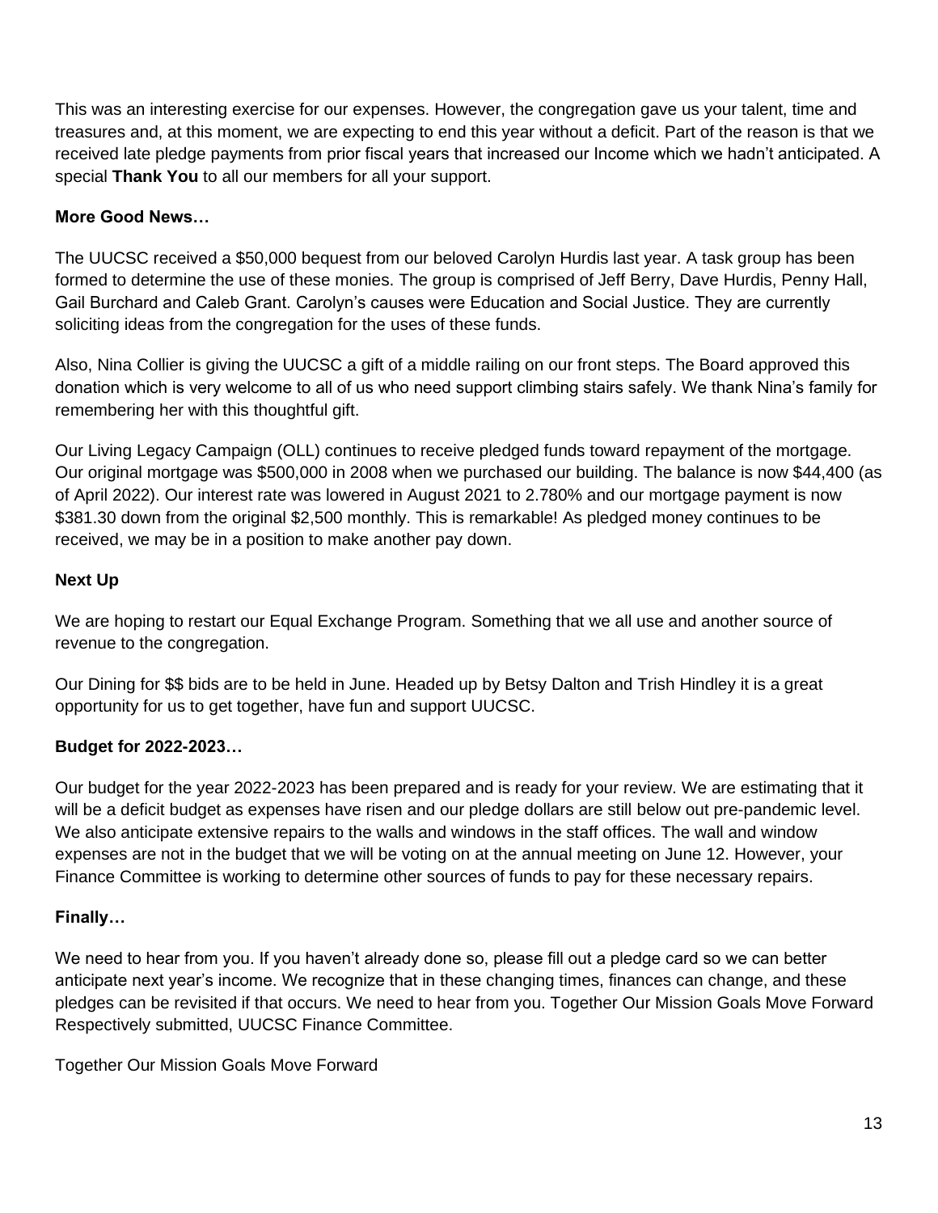This was an interesting exercise for our expenses. However, the congregation gave us your talent, time and treasures and, at this moment, we are expecting to end this year without a deficit. Part of the reason is that we received late pledge payments from prior fiscal years that increased our Income which we hadn't anticipated. A special **Thank You** to all our members for all your support.

**More Good News…**

The UUCSC received a $50,000 bequest from our beloved Carolyn Hurdis last year. A task group has been formed to determine the use of these monies. The group is comprised of Jeff Berry, Dave Hurdis, Penny Hall, Gail Burchard and Caleb Grant. Carolyn's causes were Education and Social Justice. They are currently soliciting ideas from the congregation for the uses of these funds.

Also, Nina Collier is giving the UUCSC a gift of a middle railing on our front steps. The Board approved this donation which is very welcome to all of us who need support climbing stairs safely. We thank Nina's family for remembering her with this thoughtful gift.

Our Living Legacy Campaign (OLL) continues to receive pledged funds toward repayment of the mortgage. Our original mortgage was $500,000 in 2008 when we purchased our building. The balance is now $44,400 (as of April 2022). Our interest rate was lowered in August 2021 to 2.780% and our mortgage payment is now $381.30 down from the original $2,500 monthly. This is remarkable! As pledged money continues to be received, we may be in a position to make another pay down.

**Next Up**

We are hoping to restart our Equal Exchange Program. Something that we all use and another source of revenue to the congregation.

Our Dining for $$ bids are to be held in June. Headed up by Betsy Dalton and Trish Hindley it is a great opportunity for us to get together, have fun and support UUCSC.

**Budget for 2022-2023…**

Our budget for the year 2022-2023 has been prepared and is ready for your review. We are estimating that it will be a deficit budget as expenses have risen and our pledge dollars are still below out pre-pandemic level. We also anticipate extensive repairs to the walls and windows in the staff offices. The wall and window expenses are not in the budget that we will be voting on at the annual meeting on June 12. However, your Finance Committee is working to determine other sources of funds to pay for these necessary repairs.

**Finally…**

We need to hear from you. If you haven't already done so, please fill out a pledge card so we can better anticipate next year's income. We recognize that in these changing times, finances can change, and these pledges can be revisited if that occurs. We need to hear from you. Together Our Mission Goals Move Forward Respectively submitted, UUCSC Finance Committee.

Together Our Mission Goals Move Forward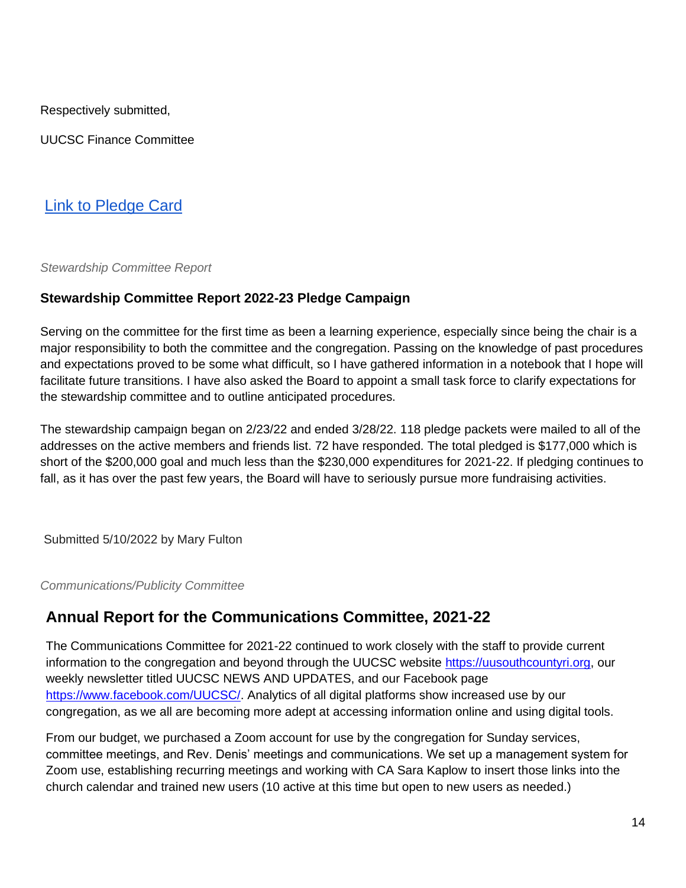Respectively submitted,

UUCSC Finance Committee

[Link to Pledge Card]

*Stewardship Committee Report*

**Stewardship Committee Report 2022-23 Pledge Campaign**

Serving on the committee for the first time as been a learning experience, especially since being the chair is a major responsibility to both the committee and the congregation. Passing on the knowledge of past procedures and expectations proved to be some what difficult, so I have gathered information in a notebook that I hope will facilitate future transitions. I have also asked the Board to appoint a small task force to clarify expectations for the stewardship committee and to outline anticipated procedures.

The stewardship campaign began on 2/23/22 and ended 3/28/22. 118 pledge packets were mailed to all of the addresses on the active members and friends list. 72 have responded. The total pledged is $177,000 which is short of the $200,000 goal and much less than the $230,000 expenditures for 2021-22. If pledging continues to fall, as it has over the past few years, the Board will have to seriously pursue more fundraising activities.

Submitted 5/10/2022 by Mary Fulton

*Communications/Publicity Committee*

## Annual Report for the Communications Committee, 2021-22

The Communications Committee for 2021-22 continued to work closely with the staff to provide current information to the congregation and beyond through the UUCSC website https://uusouthcountyri.org, our weekly newsletter titled UUCSC NEWS AND UPDATES, and our Facebook page https://www.facebook.com/UUCSC/. Analytics of all digital platforms show increased use by our congregation, as we all are becoming more adept at accessing information online and using digital tools.

From our budget, we purchased a Zoom account for use by the congregation for Sunday services, committee meetings, and Rev. Denis' meetings and communications. We set up a management system for Zoom use, establishing recurring meetings and working with CA Sara Kaplow to insert those links into the church calendar and trained new users (10 active at this time but open to new users as needed.)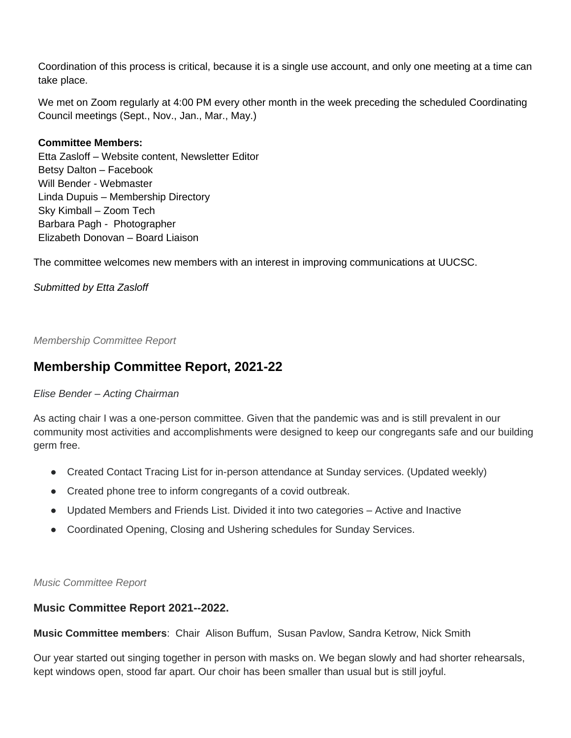Coordination of this process is critical, because it is a single use account, and only one meeting at a time can take place.

We met on Zoom regularly at 4:00 PM every other month in the week preceding the scheduled Coordinating Council meetings (Sept., Nov., Jan., Mar., May.)

**Committee Members:**
Etta Zasloff – Website content, Newsletter Editor
Betsy Dalton – Facebook
Will Bender - Webmaster
Linda Dupuis – Membership Directory
Sky Kimball – Zoom Tech
Barbara Pagh - Photographer
Elizabeth Donovan – Board Liaison

The committee welcomes new members with an interest in improving communications at UUCSC.

*Submitted by Etta Zasloff*

*Membership Committee Report*

## Membership Committee Report, 2021-22

*Elise Bender – Acting Chairman*

As acting chair I was a one-person committee. Given that the pandemic was and is still prevalent in our community most activities and accomplishments were designed to keep our congregants safe and our building germ free.

- Created Contact Tracing List for in-person attendance at Sunday services. (Updated weekly)
- Created phone tree to inform congregants of a covid outbreak.
- Updated Members and Friends List. Divided it into two categories – Active and Inactive
- Coordinated Opening, Closing and Ushering schedules for Sunday Services.

*Music Committee Report*

### Music Committee Report 2021--2022.

**Music Committee members**: Chair Alison Buffum, Susan Pavlow, Sandra Ketrow, Nick Smith

Our year started out singing together in person with masks on. We began slowly and had shorter rehearsals, kept windows open, stood far apart. Our choir has been smaller than usual but is still joyful.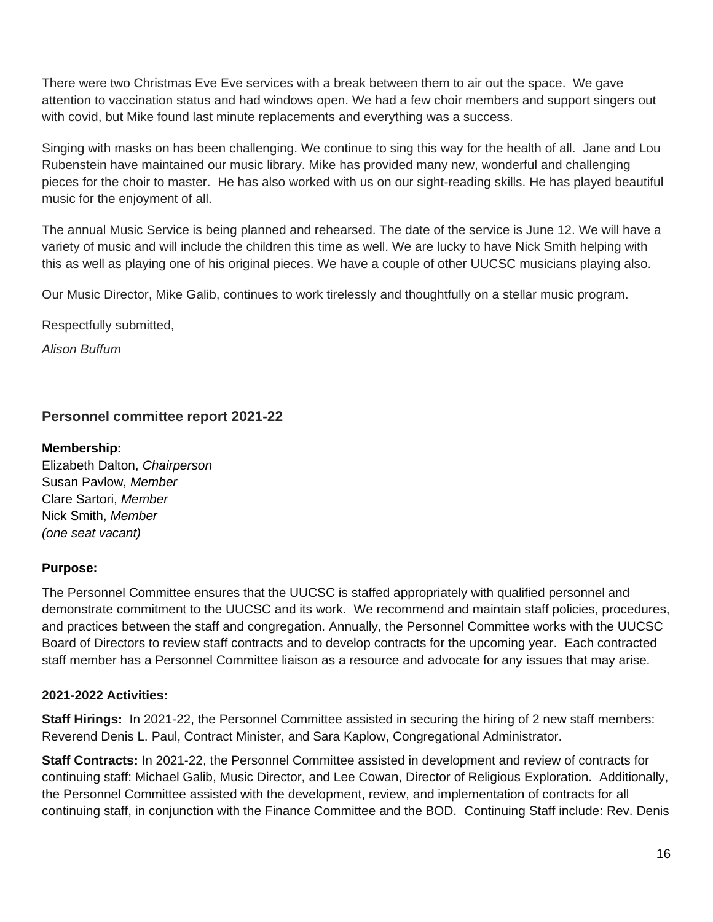There were two Christmas Eve Eve services with a break between them to air out the space.  We gave attention to vaccination status and had windows open. We had a few choir members and support singers out with covid, but Mike found last minute replacements and everything was a success.

Singing with masks on has been challenging. We continue to sing this way for the health of all.  Jane and Lou Rubenstein have maintained our music library. Mike has provided many new, wonderful and challenging pieces for the choir to master.  He has also worked with us on our sight-reading skills. He has played beautiful music for the enjoyment of all.

The annual Music Service is being planned and rehearsed. The date of the service is June 12. We will have a variety of music and will include the children this time as well. We are lucky to have Nick Smith helping with this as well as playing one of his original pieces. We have a couple of other UUCSC musicians playing also.

Our Music Director, Mike Galib, continues to work tirelessly and thoughtfully on a stellar music program.

Respectfully submitted,

*Alison Buffum*

## Personnel committee report 2021-22

**Membership:**
Elizabeth Dalton, *Chairperson*
Susan Pavlow, *Member*
Clare Sartori, *Member*
Nick Smith, *Member*
*(one seat vacant)*

**Purpose:**

The Personnel Committee ensures that the UUCSC is staffed appropriately with qualified personnel and demonstrate commitment to the UUCSC and its work.  We recommend and maintain staff policies, procedures, and practices between the staff and congregation. Annually, the Personnel Committee works with the UUCSC Board of Directors to review staff contracts and to develop contracts for the upcoming year.  Each contracted staff member has a Personnel Committee liaison as a resource and advocate for any issues that may arise.

**2021-2022 Activities:**

**Staff Hirings:** In 2021-22, the Personnel Committee assisted in securing the hiring of 2 new staff members: Reverend Denis L. Paul, Contract Minister, and Sara Kaplow, Congregational Administrator.

**Staff Contracts:** In 2021-22, the Personnel Committee assisted in development and review of contracts for continuing staff: Michael Galib, Music Director, and Lee Cowan, Director of Religious Exploration.  Additionally, the Personnel Committee assisted with the development, review, and implementation of contracts for all continuing staff, in conjunction with the Finance Committee and the BOD.  Continuing Staff include: Rev. Denis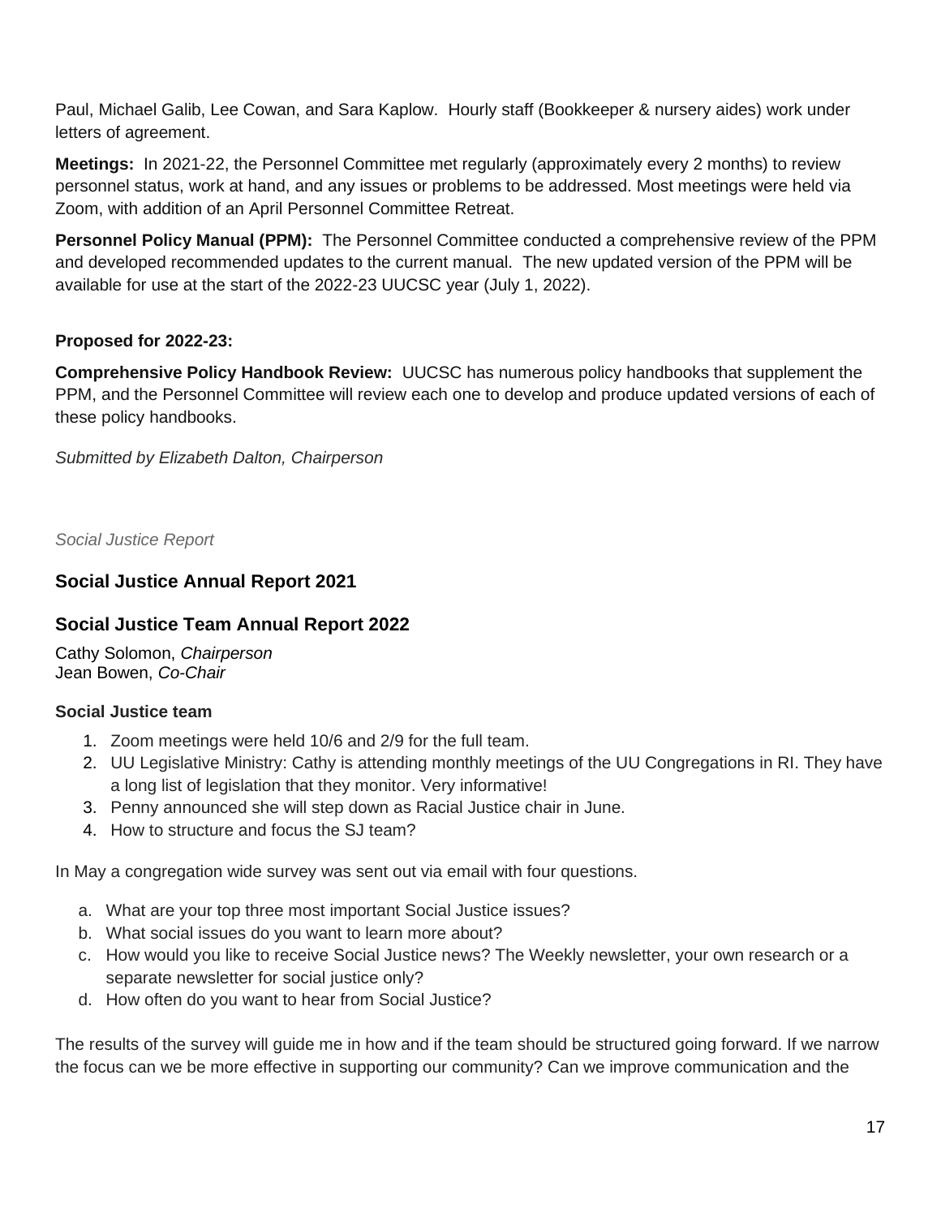Paul, Michael Galib, Lee Cowan, and Sara Kaplow. Hourly staff (Bookkeeper & nursery aides) work under letters of agreement.

**Meetings:** In 2021-22, the Personnel Committee met regularly (approximately every 2 months) to review personnel status, work at hand, and any issues or problems to be addressed. Most meetings were held via Zoom, with addition of an April Personnel Committee Retreat.

**Personnel Policy Manual (PPM):** The Personnel Committee conducted a comprehensive review of the PPM and developed recommended updates to the current manual. The new updated version of the PPM will be available for use at the start of the 2022-23 UUCSC year (July 1, 2022).

**Proposed for 2022-23:**

**Comprehensive Policy Handbook Review:** UUCSC has numerous policy handbooks that supplement the PPM, and the Personnel Committee will review each one to develop and produce updated versions of each of these policy handbooks.

*Submitted by Elizabeth Dalton, Chairperson*

*Social Justice Report*

## Social Justice Annual Report 2021

## Social Justice Team Annual Report 2022

Cathy Solomon, *Chairperson*
Jean Bowen, *Co-Chair*

**Social Justice team**

1. Zoom meetings were held 10/6 and 2/9 for the full team.
2. UU Legislative Ministry: Cathy is attending monthly meetings of the UU Congregations in RI. They have a long list of legislation that they monitor. Very informative!
3. Penny announced she will step down as Racial Justice chair in June.
4. How to structure and focus the SJ team?

In May a congregation wide survey was sent out via email with four questions.

a. What are your top three most important Social Justice issues?
b. What social issues do you want to learn more about?
c. How would you like to receive Social Justice news? The Weekly newsletter, your own research or a separate newsletter for social justice only?
d. How often do you want to hear from Social Justice?

The results of the survey will guide me in how and if the team should be structured going forward. If we narrow the focus can we be more effective in supporting our community? Can we improve communication and the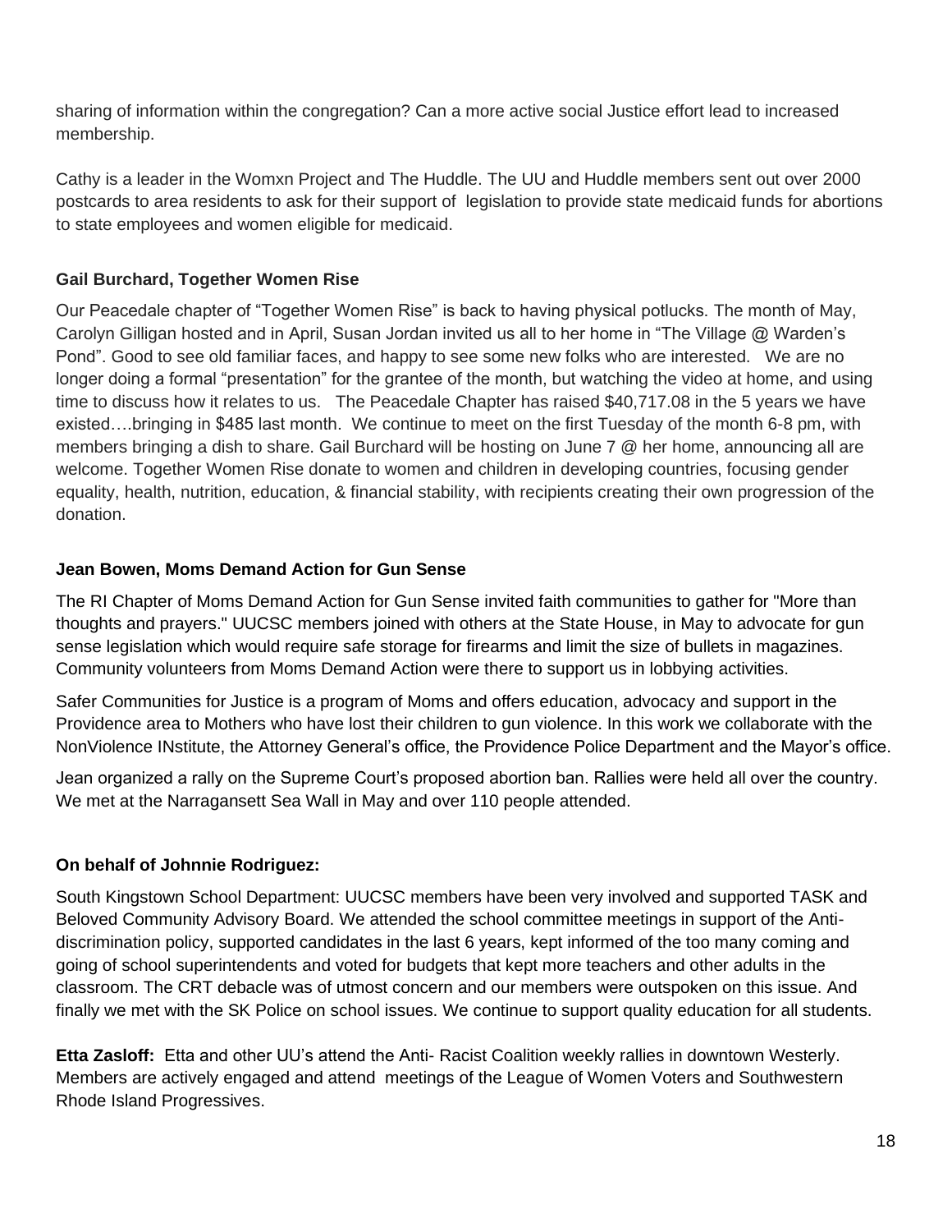sharing of information within the congregation? Can a more active social Justice effort lead to increased membership.

Cathy is a leader in the Womxn Project and The Huddle. The UU and Huddle members sent out over 2000 postcards to area residents to ask for their support of legislation to provide state medicaid funds for abortions to state employees and women eligible for medicaid.

**Gail Burchard, Together Women Rise**

Our Peacedale chapter of "Together Women Rise" is back to having physical potlucks. The month of May, Carolyn Gilligan hosted and in April, Susan Jordan invited us all to her home in "The Village @ Warden's Pond". Good to see old familiar faces, and happy to see some new folks who are interested. We are no longer doing a formal "presentation" for the grantee of the month, but watching the video at home, and using time to discuss how it relates to us. The Peacedale Chapter has raised $40,717.08 in the 5 years we have existed….bringing in $485 last month. We continue to meet on the first Tuesday of the month 6-8 pm, with members bringing a dish to share. Gail Burchard will be hosting on June 7 @ her home, announcing all are welcome. Together Women Rise donate to women and children in developing countries, focusing gender equality, health, nutrition, education, & financial stability, with recipients creating their own progression of the donation.

**Jean Bowen, Moms Demand Action for Gun Sense**

The RI Chapter of Moms Demand Action for Gun Sense invited faith communities to gather for "More than thoughts and prayers." UUCSC members joined with others at the State House, in May to advocate for gun sense legislation which would require safe storage for firearms and limit the size of bullets in magazines. Community volunteers from Moms Demand Action were there to support us in lobbying activities.

Safer Communities for Justice is a program of Moms and offers education, advocacy and support in the Providence area to Mothers who have lost their children to gun violence. In this work we collaborate with the NonViolence INstitute, the Attorney General's office, the Providence Police Department and the Mayor's office.

Jean organized a rally on the Supreme Court's proposed abortion ban. Rallies were held all over the country. We met at the Narragansett Sea Wall in May and over 110 people attended.

**On behalf of Johnnie Rodriguez:**

South Kingstown School Department: UUCSC members have been very involved and supported TASK and Beloved Community Advisory Board. We attended the school committee meetings in support of the Anti-discrimination policy, supported candidates in the last 6 years, kept informed of the too many coming and going of school superintendents and voted for budgets that kept more teachers and other adults in the classroom. The CRT debacle was of utmost concern and our members were outspoken on this issue. And finally we met with the SK Police on school issues. We continue to support quality education for all students.

**Etta Zasloff:** Etta and other UU's attend the Anti- Racist Coalition weekly rallies in downtown Westerly. Members are actively engaged and attend meetings of the League of Women Voters and Southwestern Rhode Island Progressives.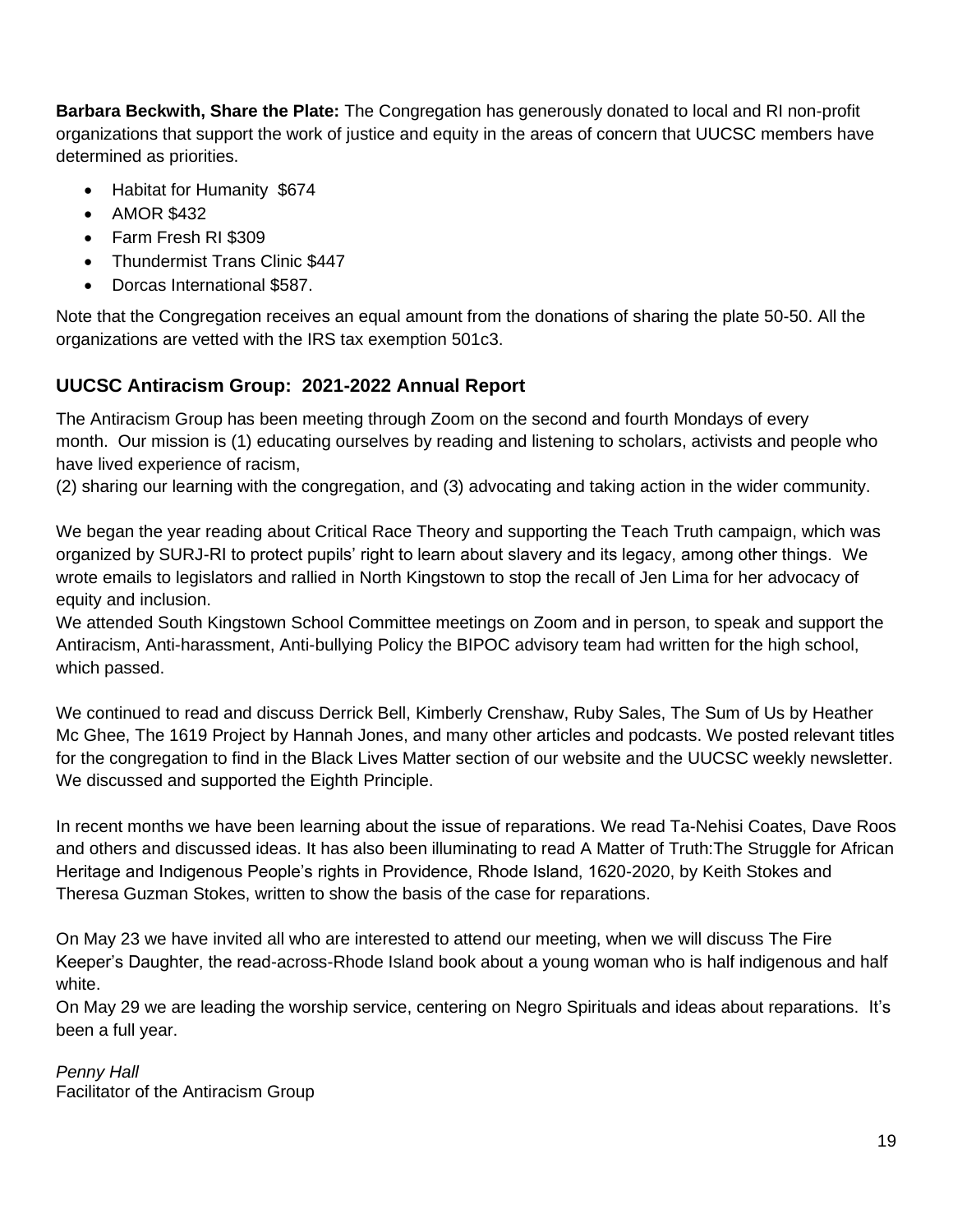**Barbara Beckwith, Share the Plate:** The Congregation has generously donated to local and RI non-profit organizations that support the work of justice and equity in the areas of concern that UUCSC members have determined as priorities.

- Habitat for Humanity $674
- AMOR $432
- Farm Fresh RI $309
- Thundermist Trans Clinic $447
- Dorcas International $587.

Note that the Congregation receives an equal amount from the donations of sharing the plate 50-50. All the organizations are vetted with the IRS tax exemption 501c3.

## UUCSC Antiracism Group: 2021-2022 Annual Report

The Antiracism Group has been meeting through Zoom on the second and fourth Mondays of every month. Our mission is (1) educating ourselves by reading and listening to scholars, activists and people who have lived experience of racism,
(2) sharing our learning with the congregation, and (3) advocating and taking action in the wider community.

We began the year reading about Critical Race Theory and supporting the Teach Truth campaign, which was organized by SURJ-RI to protect pupils' right to learn about slavery and its legacy, among other things. We wrote emails to legislators and rallied in North Kingstown to stop the recall of Jen Lima for her advocacy of equity and inclusion.
We attended South Kingstown School Committee meetings on Zoom and in person, to speak and support the Antiracism, Anti-harassment, Anti-bullying Policy the BIPOC advisory team had written for the high school, which passed.

We continued to read and discuss Derrick Bell, Kimberly Crenshaw, Ruby Sales, The Sum of Us by Heather Mc Ghee, The 1619 Project by Hannah Jones, and many other articles and podcasts. We posted relevant titles for the congregation to find in the Black Lives Matter section of our website and the UUCSC weekly newsletter. We discussed and supported the Eighth Principle.

In recent months we have been learning about the issue of reparations. We read Ta-Nehisi Coates, Dave Roos and others and discussed ideas. It has also been illuminating to read A Matter of Truth:The Struggle for African Heritage and Indigenous People's rights in Providence, Rhode Island, 1620-2020, by Keith Stokes and Theresa Guzman Stokes, written to show the basis of the case for reparations.

On May 23 we have invited all who are interested to attend our meeting, when we will discuss The Fire Keeper's Daughter, the read-across-Rhode Island book about a young woman who is half indigenous and half white.
On May 29 we are leading the worship service, centering on Negro Spirituals and ideas about reparations. It's been a full year.

*Penny Hall*
Facilitator of the Antiracism Group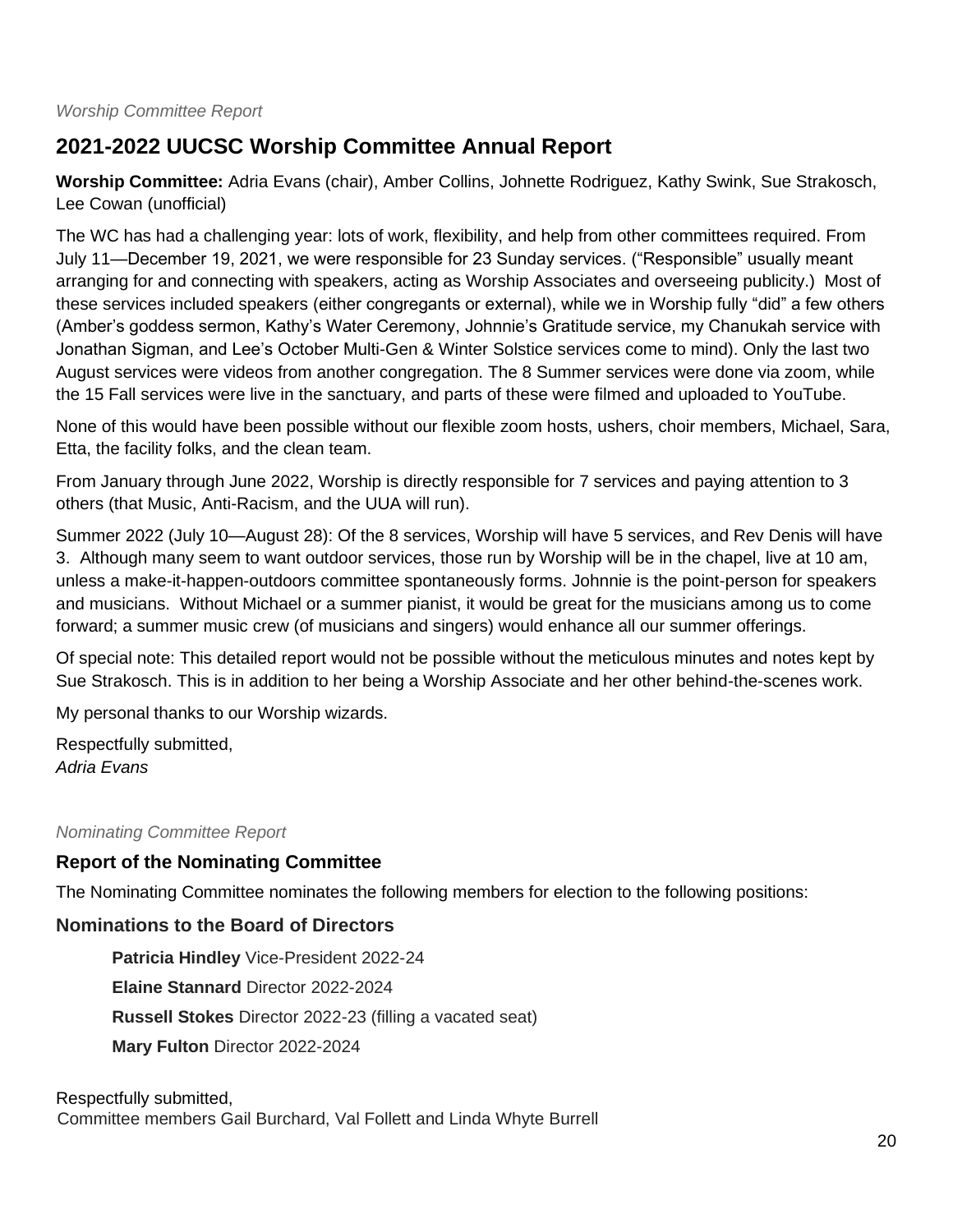*Worship Committee Report*

## 2021-2022 UUCSC Worship Committee Annual Report

**Worship Committee:** Adria Evans (chair), Amber Collins, Johnette Rodriguez, Kathy Swink, Sue Strakosch, Lee Cowan (unofficial)

The WC has had a challenging year: lots of work, flexibility, and help from other committees required. From July 11—December 19, 2021, we were responsible for 23 Sunday services. ("Responsible" usually meant arranging for and connecting with speakers, acting as Worship Associates and overseeing publicity.) Most of these services included speakers (either congregants or external), while we in Worship fully "did" a few others (Amber's goddess sermon, Kathy's Water Ceremony, Johnnie's Gratitude service, my Chanukah service with Jonathan Sigman, and Lee's October Multi-Gen & Winter Solstice services come to mind). Only the last two August services were videos from another congregation. The 8 Summer services were done via zoom, while the 15 Fall services were live in the sanctuary, and parts of these were filmed and uploaded to YouTube.

None of this would have been possible without our flexible zoom hosts, ushers, choir members, Michael, Sara, Etta, the facility folks, and the clean team.

From January through June 2022, Worship is directly responsible for 7 services and paying attention to 3 others (that Music, Anti-Racism, and the UUA will run).

Summer 2022 (July 10—August 28): Of the 8 services, Worship will have 5 services, and Rev Denis will have 3. Although many seem to want outdoor services, those run by Worship will be in the chapel, live at 10 am, unless a make-it-happen-outdoors committee spontaneously forms. Johnnie is the point-person for speakers and musicians. Without Michael or a summer pianist, it would be great for the musicians among us to come forward; a summer music crew (of musicians and singers) would enhance all our summer offerings.

Of special note: This detailed report would not be possible without the meticulous minutes and notes kept by Sue Strakosch. This is in addition to her being a Worship Associate and her other behind-the-scenes work.

My personal thanks to our Worship wizards.

Respectfully submitted,
*Adria Evans*

*Nominating Committee Report*

### Report of the Nominating Committee

The Nominating Committee nominates the following members for election to the following positions:

### Nominations to the Board of Directors

**Patricia Hindley** Vice-President 2022-24

**Elaine Stannard** Director 2022-2024

**Russell Stokes** Director 2022-23 (filling a vacated seat)

**Mary Fulton** Director 2022-2024

Respectfully submitted,
Committee members Gail Burchard, Val Follett and Linda Whyte Burrell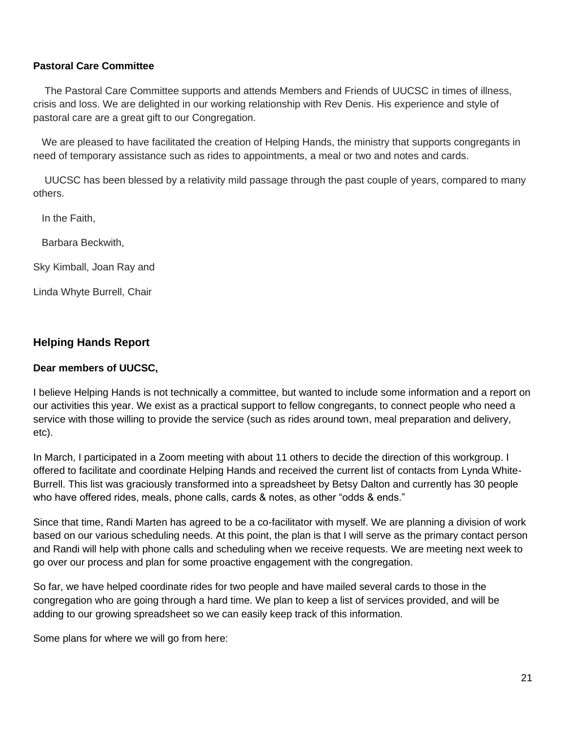**Pastoral Care Committee**

The Pastoral Care Committee supports and attends Members and Friends of UUCSC in times of illness, crisis and loss. We are delighted in our working relationship with Rev Denis. His experience and style of pastoral care are a great gift to our Congregation.

We are pleased to have facilitated the creation of Helping Hands, the ministry that supports congregants in need of temporary assistance such as rides to appointments, a meal or two and notes and cards.

UUCSC has been blessed by a relativity mild passage through the past couple of years, compared to many others.

In the Faith,

Barbara Beckwith,

Sky Kimball, Joan Ray and

Linda Whyte Burrell, Chair

## Helping Hands Report

**Dear members of UUCSC,**

I believe Helping Hands is not technically a committee, but wanted to include some information and a report on our activities this year. We exist as a practical support to fellow congregants, to connect people who need a service with those willing to provide the service (such as rides around town, meal preparation and delivery, etc).

In March, I participated in a Zoom meeting with about 11 others to decide the direction of this workgroup. I offered to facilitate and coordinate Helping Hands and received the current list of contacts from Lynda White-Burrell. This list was graciously transformed into a spreadsheet by Betsy Dalton and currently has 30 people who have offered rides, meals, phone calls, cards & notes, as other "odds & ends."

Since that time, Randi Marten has agreed to be a co-facilitator with myself. We are planning a division of work based on our various scheduling needs. At this point, the plan is that I will serve as the primary contact person and Randi will help with phone calls and scheduling when we receive requests. We are meeting next week to go over our process and plan for some proactive engagement with the congregation.

So far, we have helped coordinate rides for two people and have mailed several cards to those in the congregation who are going through a hard time. We plan to keep a list of services provided, and will be adding to our growing spreadsheet so we can easily keep track of this information.

Some plans for where we will go from here: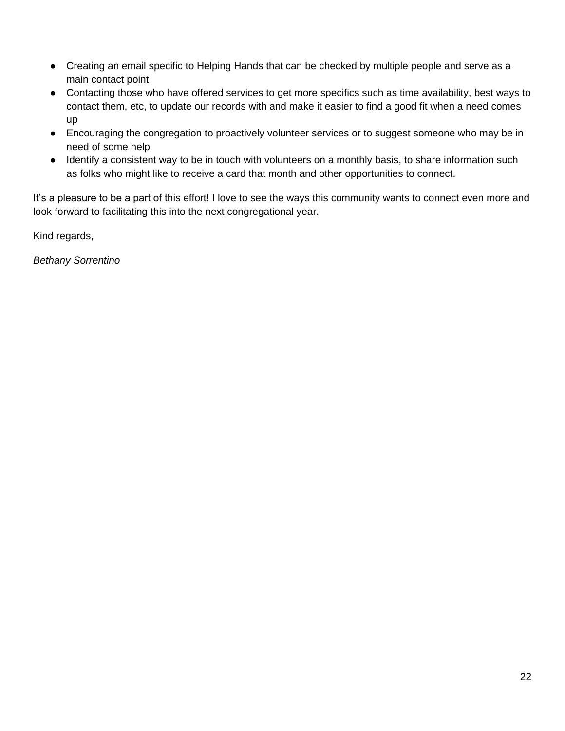- Creating an email specific to Helping Hands that can be checked by multiple people and serve as a main contact point
- Contacting those who have offered services to get more specifics such as time availability, best ways to contact them, etc, to update our records with and make it easier to find a good fit when a need comes up
- Encouraging the congregation to proactively volunteer services or to suggest someone who may be in need of some help
- Identify a consistent way to be in touch with volunteers on a monthly basis, to share information such as folks who might like to receive a card that month and other opportunities to connect.

It's a pleasure to be a part of this effort! I love to see the ways this community wants to connect even more and look forward to facilitating this into the next congregational year.

Kind regards,

*Bethany Sorrentino*